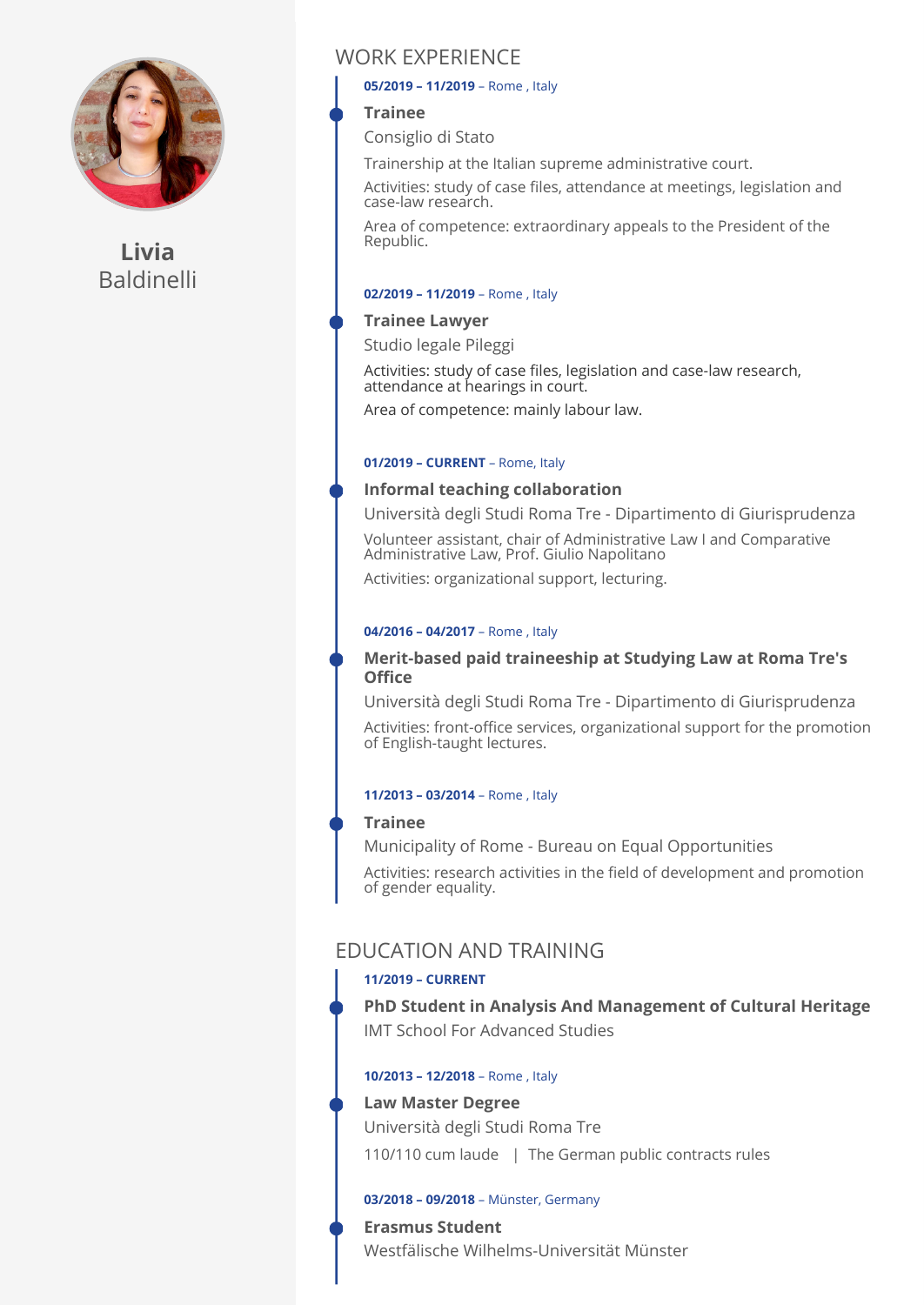**Livia** Baldinelli

## WORK EXPERIENCE

**05/2019 – 11/2019** – Rome , Italy

### Trainee

Consiglio di Stato

Trainership at the Italian supreme administrative court.

Activities: study of case files, attendance at meetings, legislation and case-law research.

Area of competence: extraordinary appeals to the President of the Republic.

**02/2019 – 11/2019** – Rome , Italy

### Trainee Lawyer

Studio legale Pileggi

Activities: study of case files, legislation and case-law research, attendance at hearings in court.

Area of competence: mainly labour law.

**01/2019 – CURRENT** – Rome, Italy

### Informal teaching collaboration

Università degli Studi Roma Tre - Dipartimento di Giurisprudenza

Volunteer assistant, chair of Administrative Law I and Comparative Administrative Law, Prof. Giulio Napolitano

Activities: organizational support, lecturing.

**04/2016 – 04/2017** – Rome , Italy

### Merit-based paid traineeship at Studying Law at Roma Tre's Office

Università degli Studi Roma Tre - Dipartimento di Giurisprudenza

Activities: front-office services, organizational support for the promotion of English-taught lectures.

**11/2013 – 03/2014** – Rome , Italy

### Trainee

Municipality of Rome - Bureau on Equal Opportunities

Activities: research activities in the field of development and promotion of gender equality.

## EDUCATION AND TRAINING

**11/2019 – CURRENT**

### PhD Student in Analysis And Management of Cultural Heritage

IMT School For Advanced Studies

**10/2013 – 12/2018** – Rome , Italy

### Law Master Degree

Università degli Studi Roma Tre

110/110 cum laude | The German public contracts rules

**03/2018 – 09/2018** – Münster, Germany

### Erasmus Student

Westfälische Wilhelms-Universität Münster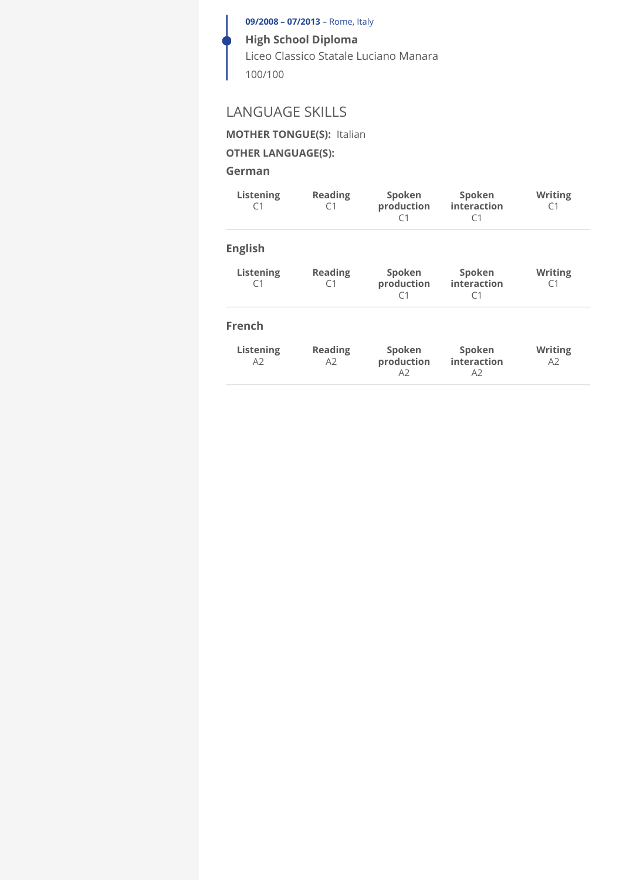**09/2008 – 07/2013** – Rome, Italy

**High School Diploma**

Liceo Classico Statale Luciano Manara

100/100

## LANGUAGE SKILLS

**MOTHER TONGUE(S):** Italian

**OTHER LANGUAGE(S):**

### German

| Listening | Reading | Spoken production | Spoken interaction | Writing |
|---|---|---|---|---|
| C1 | C1 | C1 | C1 | C1 |

### English

| Listening | Reading | Spoken production | Spoken interaction | Writing |
|---|---|---|---|---|
| C1 | C1 | C1 | C1 | C1 |

### French

| Listening | Reading | Spoken production | Spoken interaction | Writing |
|---|---|---|---|---|
| A2 | A2 | A2 | A2 | A2 |